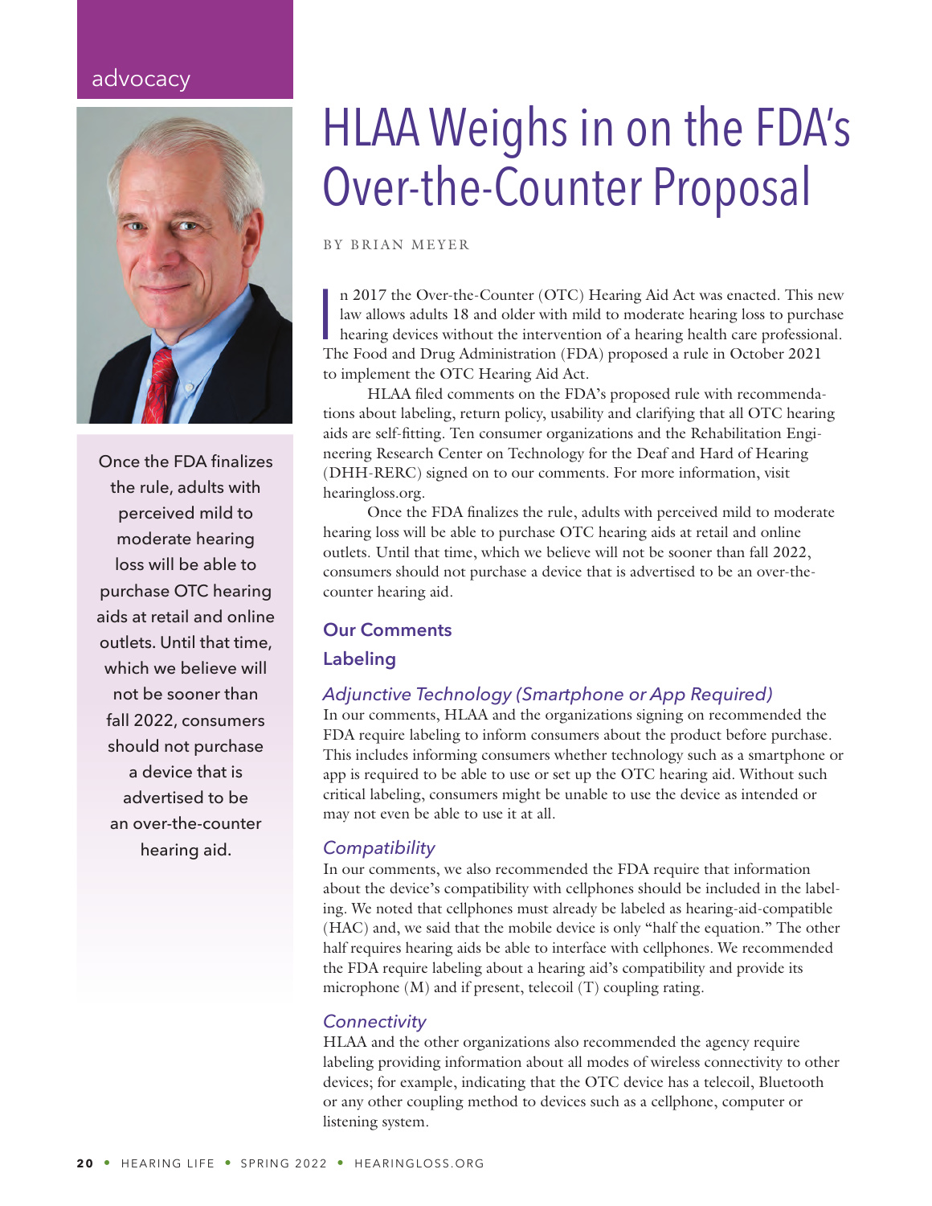advocacy

# HLAA Weighs in on the FDA's Over-the-Counter Proposal

BY BRIAN MEYER

In 2017 the Over-the-Counter (OTC) Hearing Aid Act was enacted. This new law allows adults 18 and older with mild to moderate hearing loss to purchase hearing devices without the intervention of a hearing health care professional. The Food and Drug Administration (FDA) proposed a rule in October 2021 to implement the OTC Hearing Aid Act.

HLAA filed comments on the FDA's proposed rule with recommendations about labeling, return policy, usability and clarifying that all OTC hearing aids are self-fitting. Ten consumer organizations and the Rehabilitation Engineering Research Center on Technology for the Deaf and Hard of Hearing (DHH-RERC) signed on to our comments. For more information, visit hearingloss.org.

Once the FDA finalizes the rule, adults with perceived mild to moderate hearing loss will be able to purchase OTC hearing aids at retail and online outlets. Until that time, which we believe will not be sooner than fall 2022, consumers should not purchase a device that is advertised to be an over-the-counter hearing aid.

> Once the FDA finalizes the rule, adults with perceived mild to moderate hearing loss will be able to purchase OTC hearing aids at retail and online outlets. Until that time, which we believe will not be sooner than fall 2022, consumers should not purchase a device that is advertised to be an over-the-counter hearing aid.

## Our Comments

### Labeling

#### *Adjunctive Technology (Smartphone or App Required)*

In our comments, HLAA and the organizations signing on recommended the FDA require labeling to inform consumers about the product before purchase. This includes informing consumers whether technology such as a smartphone or app is required to be able to use or set up the OTC hearing aid. Without such critical labeling, consumers might be unable to use the device as intended or may not even be able to use it at all.

#### *Compatibility*

In our comments, we also recommended the FDA require that information about the device's compatibility with cellphones should be included in the labeling. We noted that cellphones must already be labeled as hearing-aid-compatible (HAC) and, we said that the mobile device is only "half the equation." The other half requires hearing aids be able to interface with cellphones. We recommended the FDA require labeling about a hearing aid's compatibility and provide its microphone (M) and if present, telecoil (T) coupling rating.

#### *Connectivity*

HLAA and the other organizations also recommended the agency require labeling providing information about all modes of wireless connectivity to other devices; for example, indicating that the OTC device has a telecoil, Bluetooth or any other coupling method to devices such as a cellphone, computer or listening system.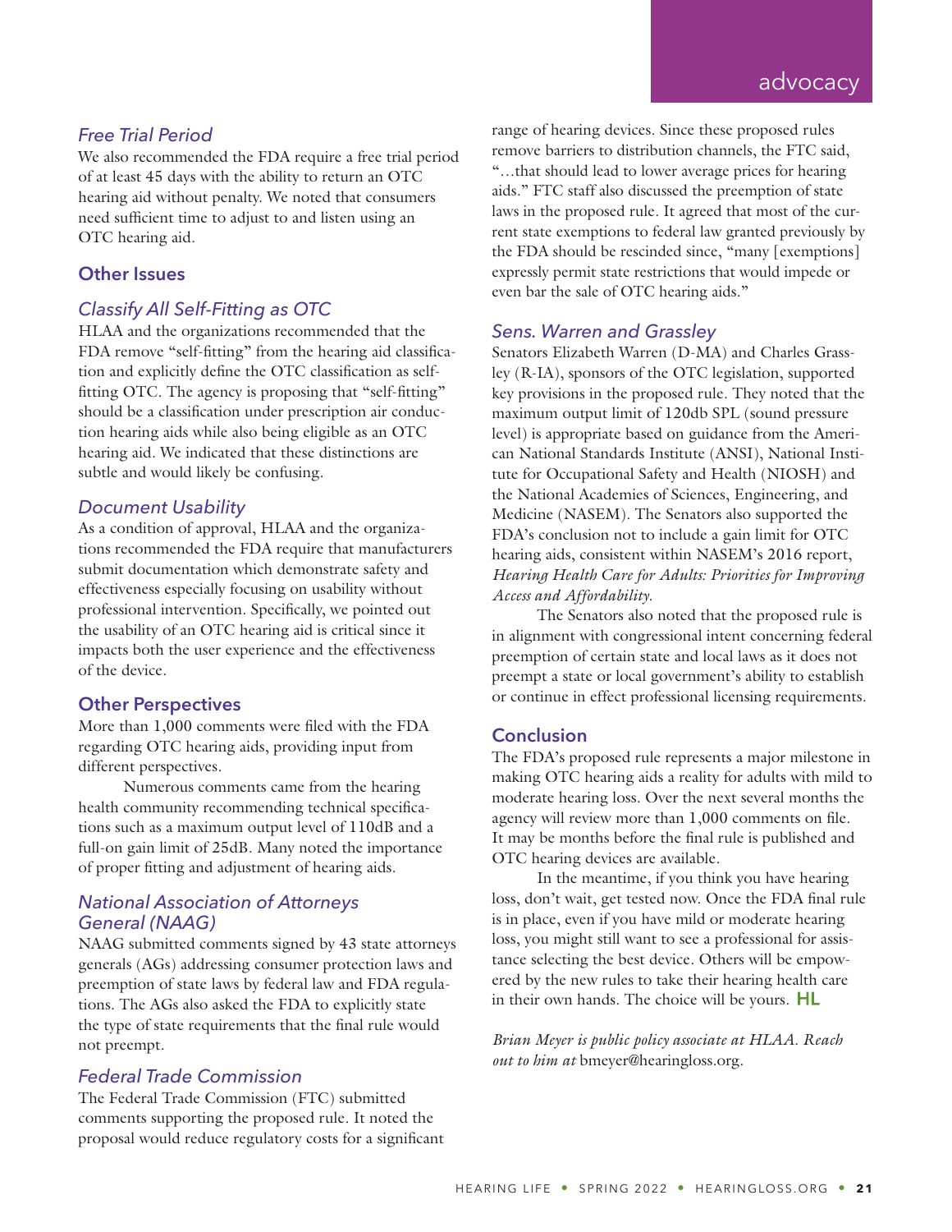### *Free Trial Period*

We also recommended the FDA require a free trial period of at least 45 days with the ability to return an OTC hearing aid without penalty. We noted that consumers need sufficient time to adjust to and listen using an OTC hearing aid.

## Other Issues

### *Classify All Self-Fitting as OTC*

HLAA and the organizations recommended that the FDA remove "self-fitting" from the hearing aid classification and explicitly define the OTC classification as self-fitting OTC. The agency is proposing that "self-fitting" should be a classification under prescription air conduction hearing aids while also being eligible as an OTC hearing aid. We indicated that these distinctions are subtle and would likely be confusing.

### *Document Usability*

As a condition of approval, HLAA and the organizations recommended the FDA require that manufacturers submit documentation which demonstrate safety and effectiveness especially focusing on usability without professional intervention. Specifically, we pointed out the usability of an OTC hearing aid is critical since it impacts both the user experience and the effectiveness of the device.

## Other Perspectives

More than 1,000 comments were filed with the FDA regarding OTC hearing aids, providing input from different perspectives.

Numerous comments came from the hearing health community recommending technical specifications such as a maximum output level of 110dB and a full-on gain limit of 25dB. Many noted the importance of proper fitting and adjustment of hearing aids.

### *National Association of Attorneys General (NAAG)*

NAAG submitted comments signed by 43 state attorneys generals (AGs) addressing consumer protection laws and preemption of state laws by federal law and FDA regulations. The AGs also asked the FDA to explicitly state the type of state requirements that the final rule would not preempt.

### *Federal Trade Commission*

The Federal Trade Commission (FTC) submitted comments supporting the proposed rule. It noted the proposal would reduce regulatory costs for a significant range of hearing devices. Since these proposed rules remove barriers to distribution channels, the FTC said, "…that should lead to lower average prices for hearing aids." FTC staff also discussed the preemption of state laws in the proposed rule. It agreed that most of the current state exemptions to federal law granted previously by the FDA should be rescinded since, "many [exemptions] expressly permit state restrictions that would impede or even bar the sale of OTC hearing aids."

### *Sens. Warren and Grassley*

Senators Elizabeth Warren (D-MA) and Charles Grassley (R-IA), sponsors of the OTC legislation, supported key provisions in the proposed rule. They noted that the maximum output limit of 120db SPL (sound pressure level) is appropriate based on guidance from the American National Standards Institute (ANSI), National Institute for Occupational Safety and Health (NIOSH) and the National Academies of Sciences, Engineering, and Medicine (NASEM). The Senators also supported the FDA's conclusion not to include a gain limit for OTC hearing aids, consistent within NASEM's 2016 report, *Hearing Health Care for Adults: Priorities for Improving Access and Affordability.*

The Senators also noted that the proposed rule is in alignment with congressional intent concerning federal preemption of certain state and local laws as it does not preempt a state or local government's ability to establish or continue in effect professional licensing requirements.

## Conclusion

The FDA's proposed rule represents a major milestone in making OTC hearing aids a reality for adults with mild to moderate hearing loss. Over the next several months the agency will review more than 1,000 comments on file. It may be months before the final rule is published and OTC hearing devices are available.

In the meantime, if you think you have hearing loss, don't wait, get tested now. Once the FDA final rule is in place, even if you have mild or moderate hearing loss, you might still want to see a professional for assistance selecting the best device. Others will be empowered by the new rules to take their hearing health care in their own hands. The choice will be yours. **HL**

*Brian Meyer is public policy associate at HLAA. Reach out to him at* bmeyer@hearingloss.org.